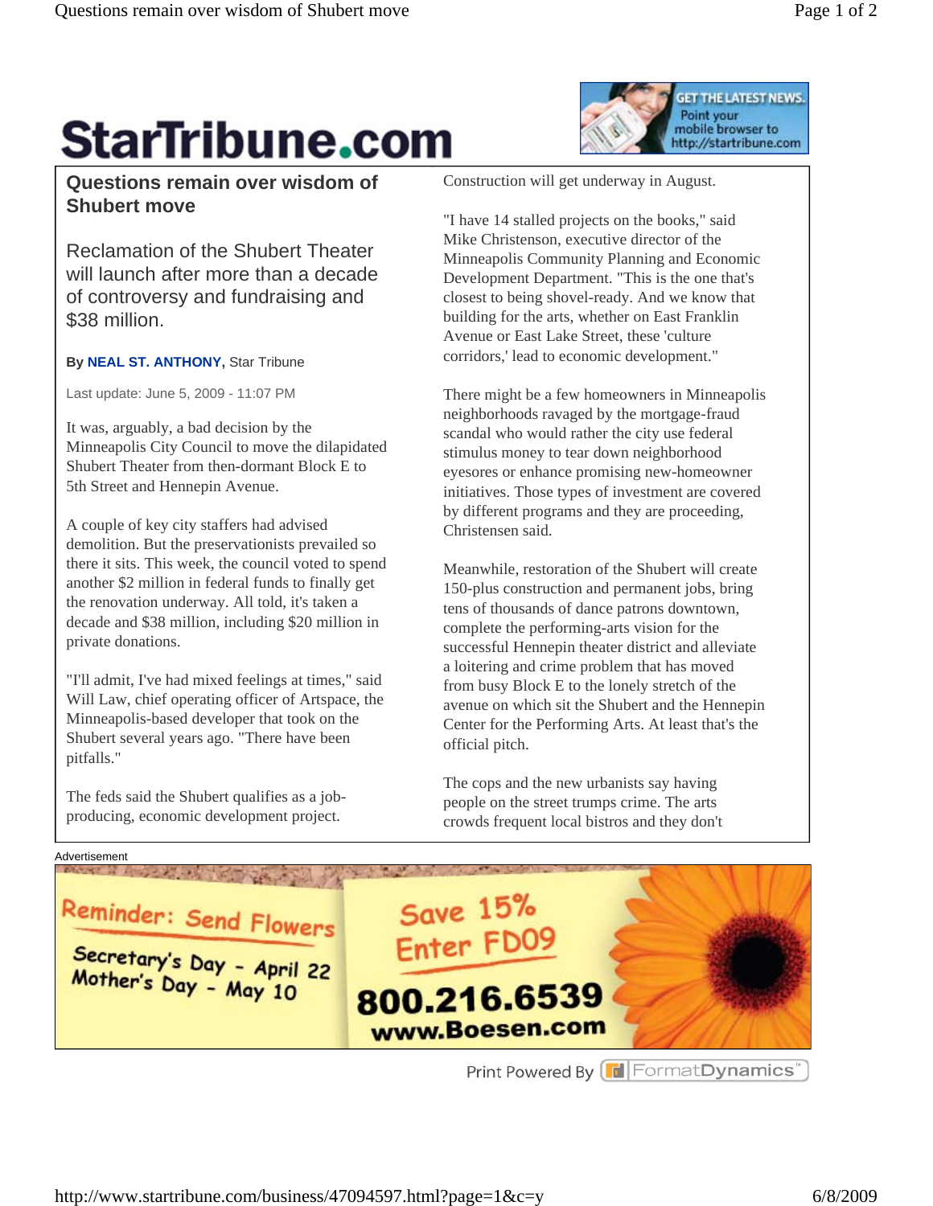# Questions remain over wisdom of Shubert move

## Reclamation of the Shubert Theater will launch after more than a decade of controversy and fundraising and $38 million.

**By NEAL ST. ANTHONY, Star Tribune**

Last update: June 5, 2009 - 11:07 PM

It was, arguably, a bad decision by the Minneapolis City Council to move the dilapidated Shubert Theater from then-dormant Block E to 5th Street and Hennepin Avenue.

A couple of key city staffers had advised demolition. But the preservationists prevailed so there it sits. This week, the council voted to spend another $2 million in federal funds to finally get the renovation underway. All told, it's taken a decade and $38 million, including $20 million in private donations.

"I'll admit, I've had mixed feelings at times," said Will Law, chief operating officer of Artspace, the Minneapolis-based developer that took on the Shubert several years ago. "There have been pitfalls."

The feds said the Shubert qualifies as a job-producing, economic development project. Construction will get underway in August.

"I have 14 stalled projects on the books," said Mike Christenson, executive director of the Minneapolis Community Planning and Economic Development Department. "This is the one that's closest to being shovel-ready. And we know that building for the arts, whether on East Franklin Avenue or East Lake Street, these 'culture corridors,' lead to economic development."

There might be a few homeowners in Minneapolis neighborhoods ravaged by the mortgage-fraud scandal who would rather the city use federal stimulus money to tear down neighborhood eyesores or enhance promising new-homeowner initiatives. Those types of investment are covered by different programs and they are proceeding, Christensen said.

Meanwhile, restoration of the Shubert will create 150-plus construction and permanent jobs, bring tens of thousands of dance patrons downtown, complete the performing-arts vision for the successful Hennepin theater district and alleviate a loitering and crime problem that has moved from busy Block E to the lonely stretch of the avenue on which sit the Shubert and the Hennepin Center for the Performing Arts. At least that's the official pitch.

The cops and the new urbanists say having people on the street trumps crime. The arts crowds frequent local bistros and they don't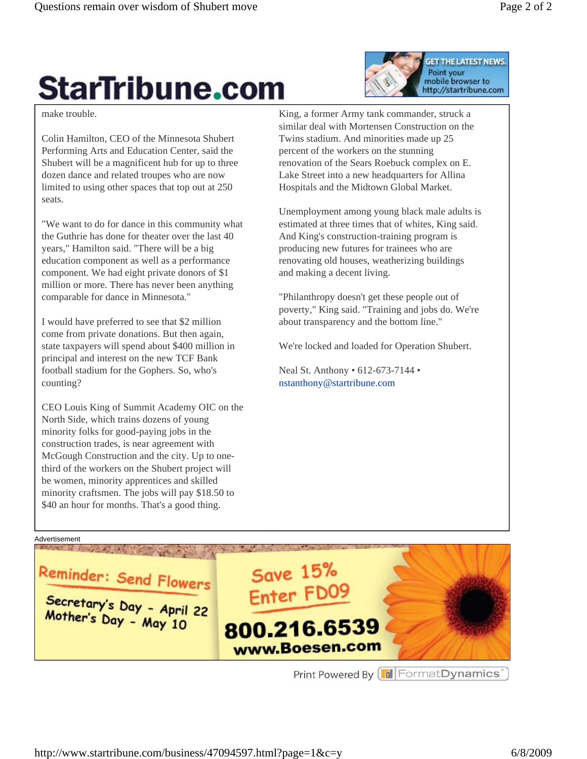make trouble.

Colin Hamilton, CEO of the Minnesota Shubert Performing Arts and Education Center, said the Shubert will be a magnificent hub for up to three dozen dance and related troupes who are now limited to using other spaces that top out at 250 seats.

"We want to do for dance in this community what the Guthrie has done for theater over the last 40 years," Hamilton said. "There will be a big education component as well as a performance component. We had eight private donors of $1 million or more. There has never been anything comparable for dance in Minnesota."

I would have preferred to see that $2 million come from private donations. But then again, state taxpayers will spend about $400 million in principal and interest on the new TCF Bank football stadium for the Gophers. So, who's counting?

CEO Louis King of Summit Academy OIC on the North Side, which trains dozens of young minority folks for good-paying jobs in the construction trades, is near agreement with McGough Construction and the city. Up to one-third of the workers on the Shubert project will be women, minority apprentices and skilled minority craftsmen. The jobs will pay $18.50 to $40 an hour for months. That's a good thing.

King, a former Army tank commander, struck a similar deal with Mortensen Construction on the Twins stadium. And minorities made up 25 percent of the workers on the stunning renovation of the Sears Roebuck complex on E. Lake Street into a new headquarters for Allina Hospitals and the Midtown Global Market.

Unemployment among young black male adults is estimated at three times that of whites, King said. And King's construction-training program is producing new futures for trainees who are renovating old houses, weatherizing buildings and making a decent living.

"Philanthropy doesn't get these people out of poverty," King said. "Training and jobs do. We're about transparency and the bottom line."

We're locked and loaded for Operation Shubert.

Neal St. Anthony • 612-673-7144 • nstanthony@startribune.com